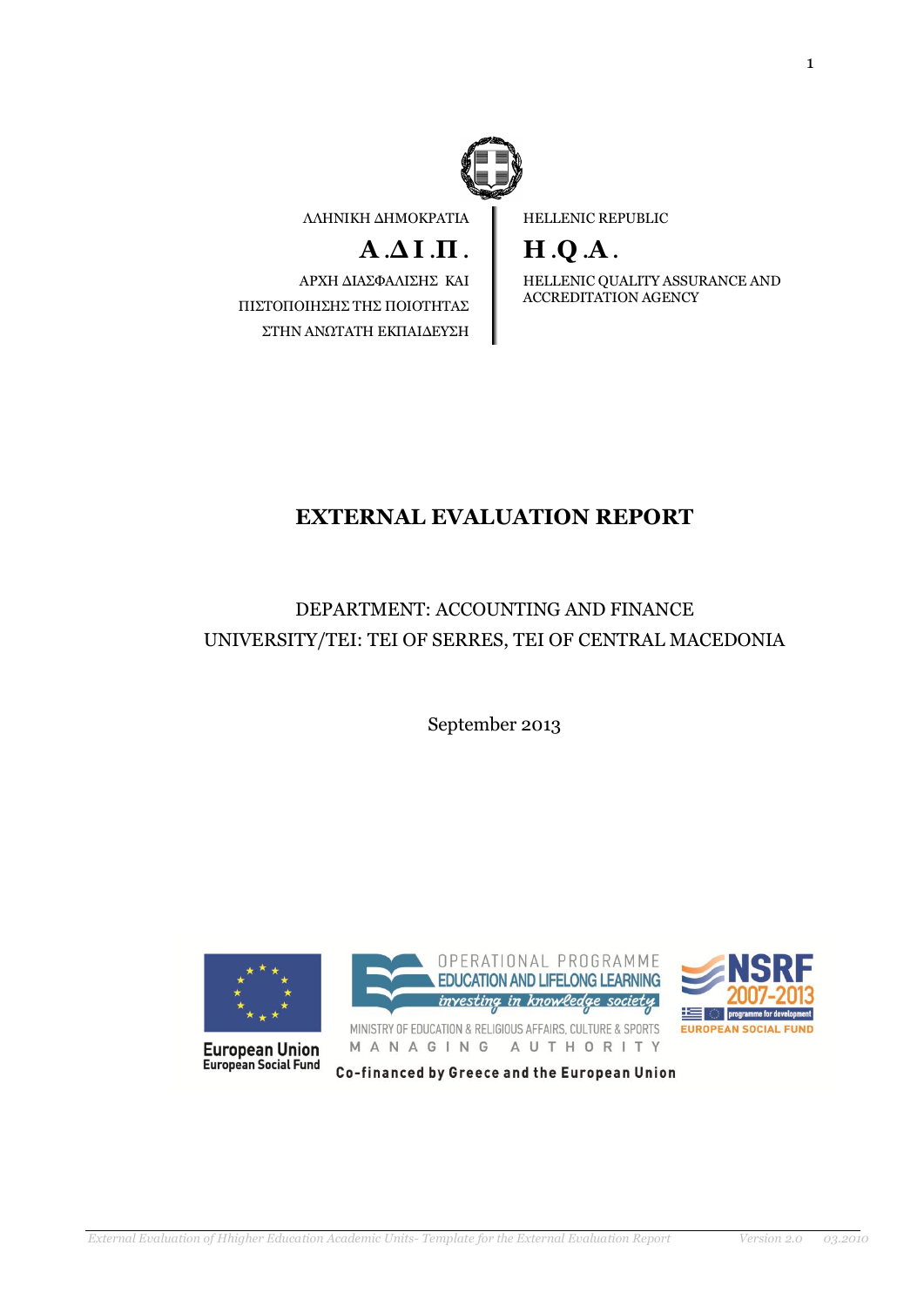ΛΛΗΝΙΚΗ ΔΗΜΟΚΡΑΤΙΑ

**Α.ΔΙ.Π.**

ΑΡΧΗ ΔΙΑΣΦΑΛΙΣΗΣ ΚΑΙ ΠΙΣΤΟΠΟΙΗΣΗΣ ΤΗΣ ΠΟΙΟΤΗΤΑΣ ΣΤΗΝ ΑΝΩΤΑΤΗ ΕΚΠΑΙΔΕΥΣΗ

HELLENIC REPUBLIC

**H.Q.A.**

HELLENIC QUALITY ASSURANCE AND ACCREDITATION AGENCY

# EXTERNAL EVALUATION REPORT

DEPARTMENT: ACCOUNTING AND FINANCE

UNIVERSITY/TEI: TEI OF SERRES, TEI OF CENTRAL MACEDONIA

September 2013

European Union
European Social Fund

OPERATIONAL PROGRAMME
EDUCATION AND LIFELONG LEARNING
investing in knowledge society
MINISTRY OF EDUCATION & RELIGIOUS AFFAIRS, CULTURE & SPORTS
MANAGING AUTHORITY

NSRF 2007-2013
programme for development
EUROPEAN SOCIAL FUND

Co-financed by Greece and the European Union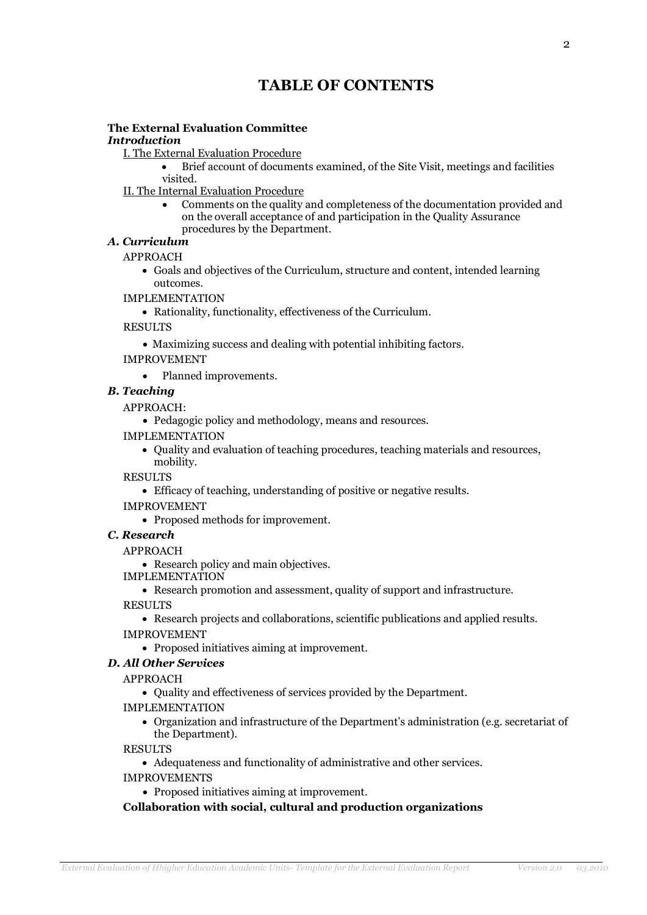# TABLE OF CONTENTS

**The External Evaluation Committee**

***Introduction***

I. The External Evaluation Procedure

- Brief account of documents examined, of the Site Visit, meetings and facilities visited.

II. The Internal Evaluation Procedure

- Comments on the quality and completeness of the documentation provided and on the overall acceptance of and participation in the Quality Assurance procedures by the Department.

***A. Curriculum***

APPROACH

- Goals and objectives of the Curriculum, structure and content, intended learning outcomes.

IMPLEMENTATION

- Rationality, functionality, effectiveness of the Curriculum.

RESULTS

- Maximizing success and dealing with potential inhibiting factors.

IMPROVEMENT

- Planned improvements.

***B. Teaching***

APPROACH:

- Pedagogic policy and methodology, means and resources.

IMPLEMENTATION

- Quality and evaluation of teaching procedures, teaching materials and resources, mobility.

RESULTS

- Efficacy of teaching, understanding of positive or negative results.

IMPROVEMENT

- Proposed methods for improvement.

***C. Research***

APPROACH

- Research policy and main objectives.

IMPLEMENTATION

- Research promotion and assessment, quality of support and infrastructure.

RESULTS

- Research projects and collaborations, scientific publications and applied results.

IMPROVEMENT

- Proposed initiatives aiming at improvement.

***D. All Other Services***

APPROACH

- Quality and effectiveness of services provided by the Department.

IMPLEMENTATION

- Organization and infrastructure of the Department's administration (e.g. secretariat of the Department).

RESULTS

- Adequateness and functionality of administrative and other services.

IMPROVEMENTS

- Proposed initiatives aiming at improvement.

**Collaboration with social, cultural and production organizations**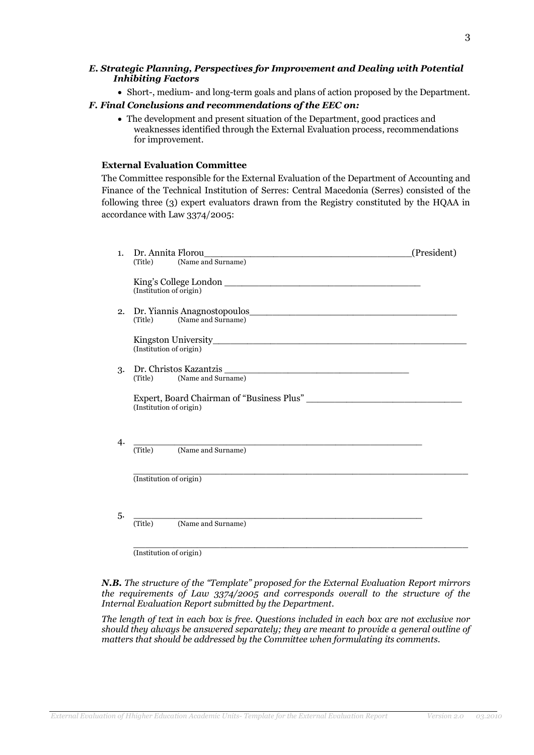***E. Strategic Planning, Perspectives for Improvement and Dealing with Potential Inhibiting Factors***

- Short-, medium- and long-term goals and plans of action proposed by the Department.

***F. Final Conclusions and recommendations of the EEC on:***

- The development and present situation of the Department, good practices and weaknesses identified through the External Evaluation process, recommendations for improvement.

**External Evaluation Committee**

The Committee responsible for the External Evaluation of the Department of Accounting and Finance of the Technical Institution of Serres: Central Macedonia (Serres) consisted of the following three (3) expert evaluators drawn from the Registry constituted by the HQAA in accordance with Law 3374/2005:

1. Dr. Annita Florou__________________________________(President)
   (Title) (Name and Surname)

   King's College London ________________________________
   (Institution of origin)

2. Dr. Yiannis Anagnostopoulos__________________________________
   (Title) (Name and Surname)

   Kingston University_________________________________________
   (Institution of origin)

3. Dr. Christos Kazantzis ______________________________
   (Title) (Name and Surname)

   Expert, Board Chairman of "Business Plus" __________________________
   (Institution of origin)

4. __________________________________________________
   (Title) (Name and Surname)

   __________________________________________________________
   (Institution of origin)

5. __________________________________________________
   (Title) (Name and Surname)

   __________________________________________________________
   (Institution of origin)

***N.B.*** *The structure of the "Template" proposed for the External Evaluation Report mirrors the requirements of Law 3374/2005 and corresponds overall to the structure of the Internal Evaluation Report submitted by the Department.*

*The length of text in each box is free. Questions included in each box are not exclusive nor should they always be answered separately; they are meant to provide a general outline of matters that should be addressed by the Committee when formulating its comments.*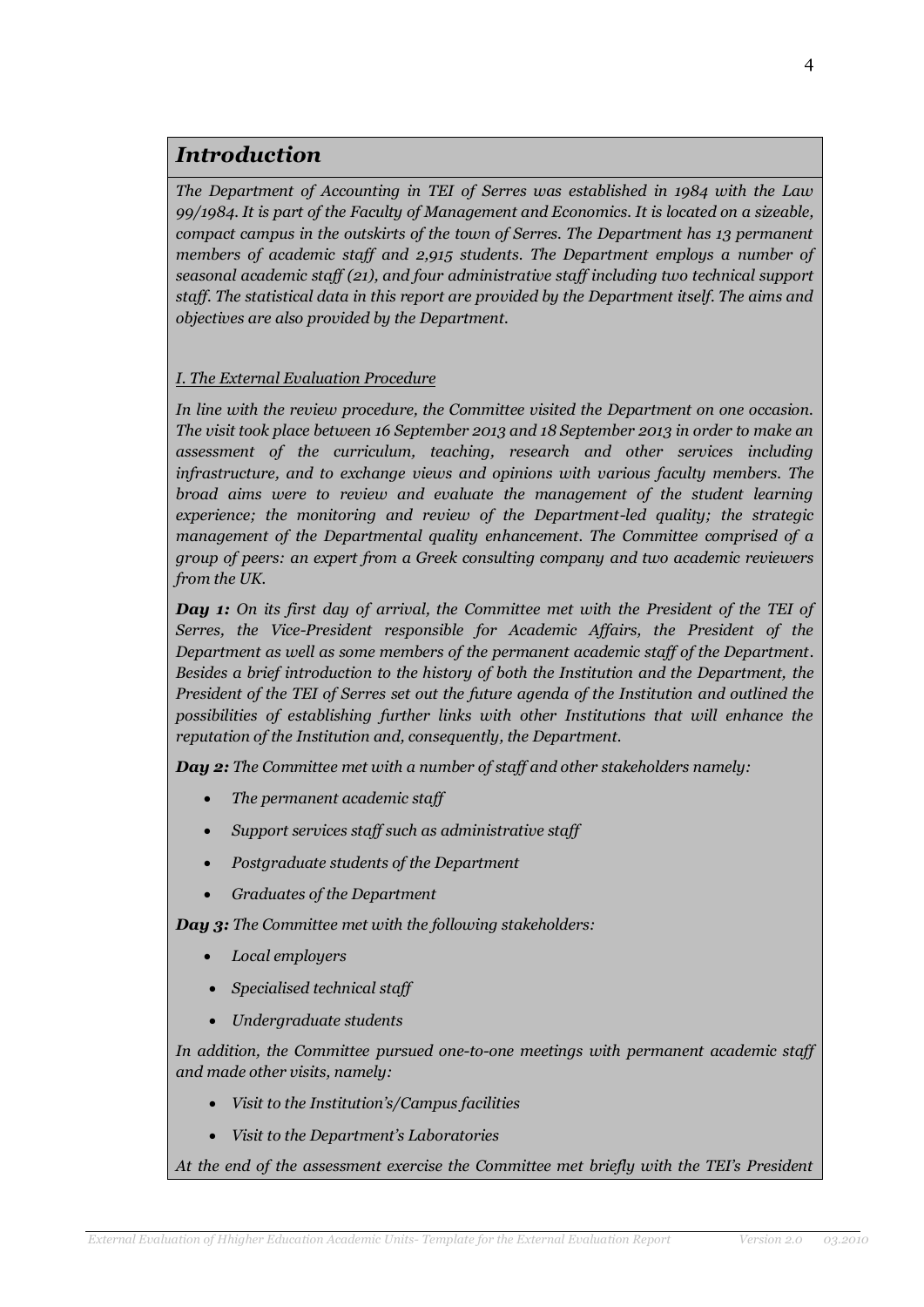## *Introduction*

*The Department of Accounting in TEI of Serres was established in 1984 with the Law 99/1984. It is part of the Faculty of Management and Economics. It is located on a sizeable, compact campus in the outskirts of the town of Serres. The Department has 13 permanent members of academic staff and 2,915 students. The Department employs a number of seasonal academic staff (21), and four administrative staff including two technical support staff. The statistical data in this report are provided by the Department itself. The aims and objectives are also provided by the Department.*

### *I. The External Evaluation Procedure*

*In line with the review procedure, the Committee visited the Department on one occasion. The visit took place between 16 September 2013 and 18 September 2013 in order to make an assessment of the curriculum, teaching, research and other services including infrastructure, and to exchange views and opinions with various faculty members. The broad aims were to review and evaluate the management of the student learning experience; the monitoring and review of the Department-led quality; the strategic management of the Departmental quality enhancement. The Committee comprised of a group of peers: an expert from a Greek consulting company and two academic reviewers from the UK.*

***Day 1:*** *On its first day of arrival, the Committee met with the President of the TEI of Serres, the Vice-President responsible for Academic Affairs, the President of the Department as well as some members of the permanent academic staff of the Department. Besides a brief introduction to the history of both the Institution and the Department, the President of the TEI of Serres set out the future agenda of the Institution and outlined the possibilities of establishing further links with other Institutions that will enhance the reputation of the Institution and, consequently, the Department.*

***Day 2:*** *The Committee met with a number of staff and other stakeholders namely:*

- *The permanent academic staff*
- *Support services staff such as administrative staff*
- *Postgraduate students of the Department*
- *Graduates of the Department*

***Day 3:*** *The Committee met with the following stakeholders:*

- *Local employers*
- *Specialised technical staff*
- *Undergraduate students*

*In addition, the Committee pursued one-to-one meetings with permanent academic staff and made other visits, namely:*

- *Visit to the Institution's/Campus facilities*
- *Visit to the Department's Laboratories*

*At the end of the assessment exercise the Committee met briefly with the TEI's President*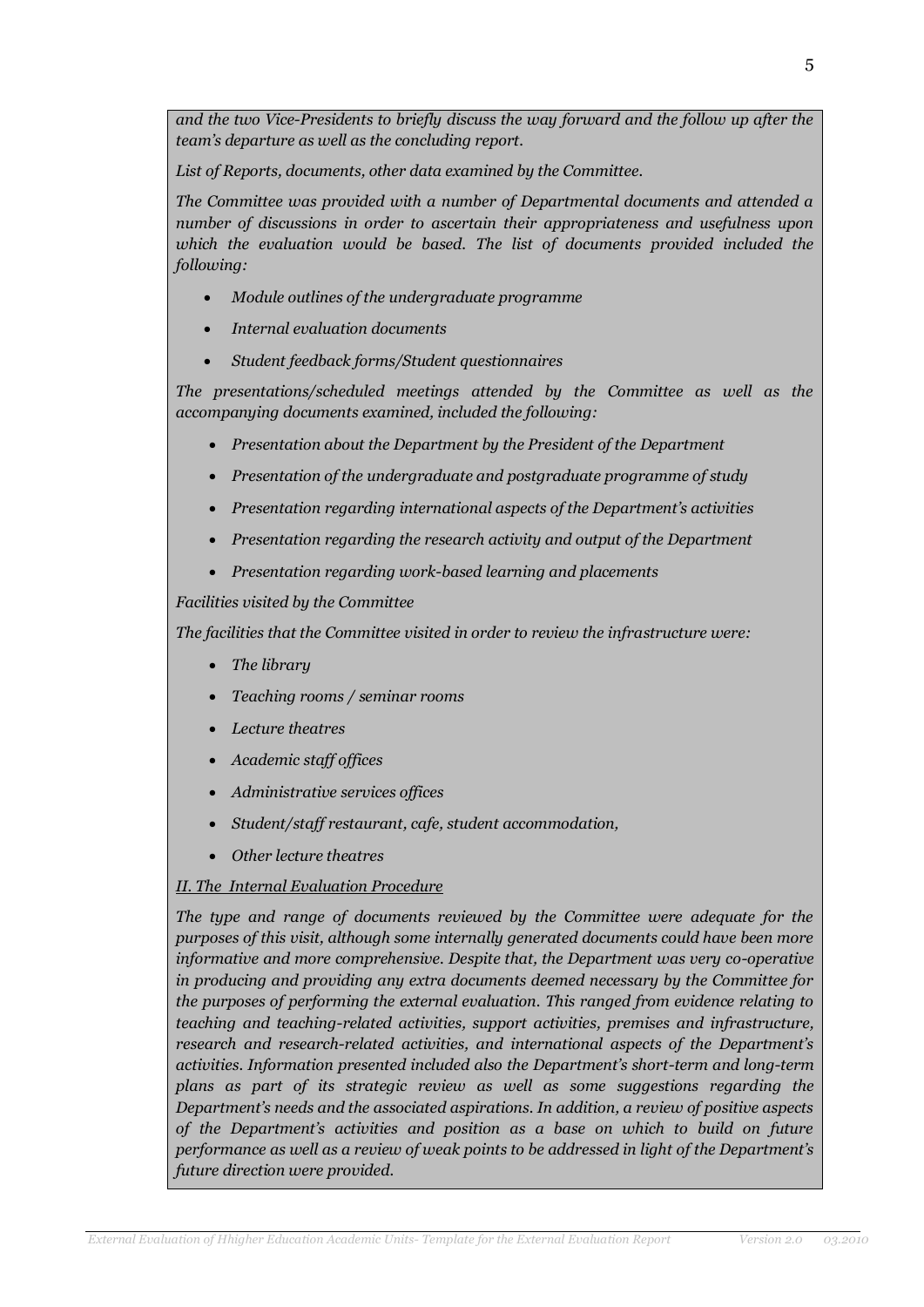*and the two Vice-Presidents to briefly discuss the way forward and the follow up after the team's departure as well as the concluding report.*

*List of Reports, documents, other data examined by the Committee.*

*The Committee was provided with a number of Departmental documents and attended a number of discussions in order to ascertain their appropriateness and usefulness upon which the evaluation would be based. The list of documents provided included the following:*

- *Module outlines of the undergraduate programme*
- *Internal evaluation documents*
- *Student feedback forms/Student questionnaires*

*The presentations/scheduled meetings attended by the Committee as well as the accompanying documents examined, included the following:*

- *Presentation about the Department by the President of the Department*
- *Presentation of the undergraduate and postgraduate programme of study*
- *Presentation regarding international aspects of the Department's activities*
- *Presentation regarding the research activity and output of the Department*
- *Presentation regarding work-based learning and placements*

*Facilities visited by the Committee*

*The facilities that the Committee visited in order to review the infrastructure were:*

- *The library*
- *Teaching rooms / seminar rooms*
- *Lecture theatres*
- *Academic staff offices*
- *Administrative services offices*
- *Student/staff restaurant, cafe, student accommodation,*
- *Other lecture theatres*

*II. The Internal Evaluation Procedure*

*The type and range of documents reviewed by the Committee were adequate for the purposes of this visit, although some internally generated documents could have been more informative and more comprehensive. Despite that, the Department was very co-operative in producing and providing any extra documents deemed necessary by the Committee for the purposes of performing the external evaluation. This ranged from evidence relating to teaching and teaching-related activities, support activities, premises and infrastructure, research and research-related activities, and international aspects of the Department's activities. Information presented included also the Department's short-term and long-term plans as part of its strategic review as well as some suggestions regarding the Department's needs and the associated aspirations. In addition, a review of positive aspects of the Department's activities and position as a base on which to build on future performance as well as a review of weak points to be addressed in light of the Department's future direction were provided.*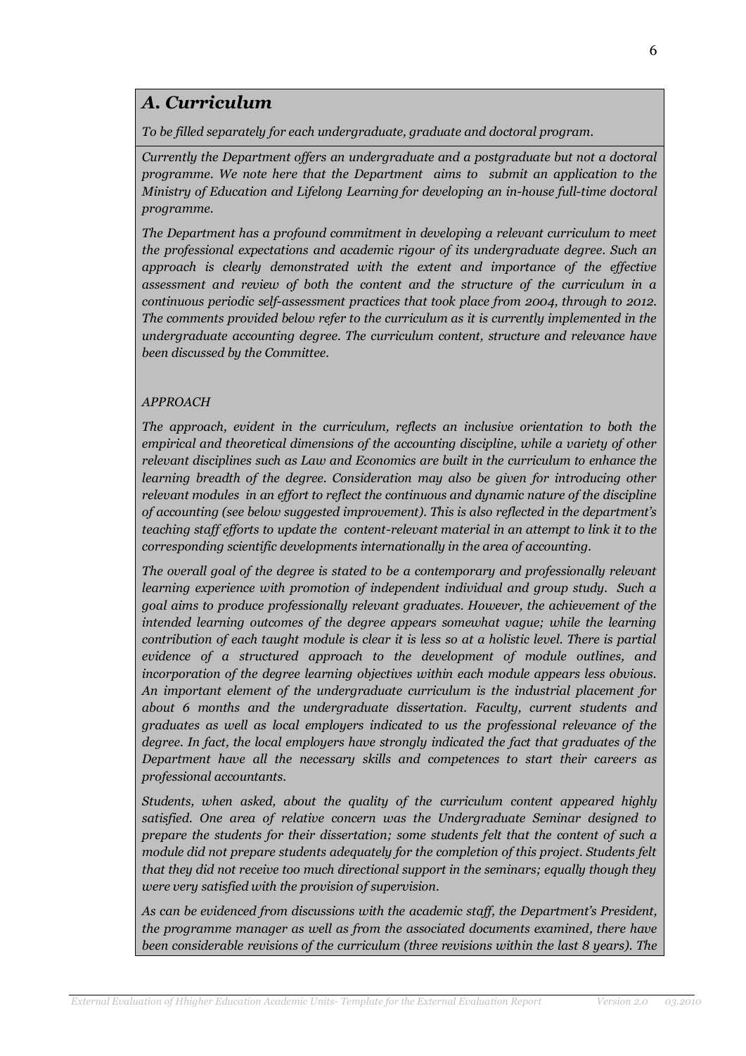## *A. Curriculum*

*To be filled separately for each undergraduate, graduate and doctoral program.*

*Currently the Department offers an undergraduate and a postgraduate but not a doctoral programme. We note here that the Department aims to submit an application to the Ministry of Education and Lifelong Learning for developing an in-house full-time doctoral programme.*

*The Department has a profound commitment in developing a relevant curriculum to meet the professional expectations and academic rigour of its undergraduate degree. Such an approach is clearly demonstrated with the extent and importance of the effective assessment and review of both the content and the structure of the curriculum in a continuous periodic self-assessment practices that took place from 2004, through to 2012. The comments provided below refer to the curriculum as it is currently implemented in the undergraduate accounting degree. The curriculum content, structure and relevance have been discussed by the Committee.*

*APPROACH*

*The approach, evident in the curriculum, reflects an inclusive orientation to both the empirical and theoretical dimensions of the accounting discipline, while a variety of other relevant disciplines such as Law and Economics are built in the curriculum to enhance the learning breadth of the degree. Consideration may also be given for introducing other relevant modules in an effort to reflect the continuous and dynamic nature of the discipline of accounting (see below suggested improvement). This is also reflected in the department's teaching staff efforts to update the content-relevant material in an attempt to link it to the corresponding scientific developments internationally in the area of accounting.*

*The overall goal of the degree is stated to be a contemporary and professionally relevant learning experience with promotion of independent individual and group study. Such a goal aims to produce professionally relevant graduates. However, the achievement of the intended learning outcomes of the degree appears somewhat vague; while the learning contribution of each taught module is clear it is less so at a holistic level. There is partial evidence of a structured approach to the development of module outlines, and incorporation of the degree learning objectives within each module appears less obvious. An important element of the undergraduate curriculum is the industrial placement for about 6 months and the undergraduate dissertation. Faculty, current students and graduates as well as local employers indicated to us the professional relevance of the degree. In fact, the local employers have strongly indicated the fact that graduates of the Department have all the necessary skills and competences to start their careers as professional accountants.*

*Students, when asked, about the quality of the curriculum content appeared highly satisfied. One area of relative concern was the Undergraduate Seminar designed to prepare the students for their dissertation; some students felt that the content of such a module did not prepare students adequately for the completion of this project. Students felt that they did not receive too much directional support in the seminars; equally though they were very satisfied with the provision of supervision.*

*As can be evidenced from discussions with the academic staff, the Department's President, the programme manager as well as from the associated documents examined, there have been considerable revisions of the curriculum (three revisions within the last 8 years). The*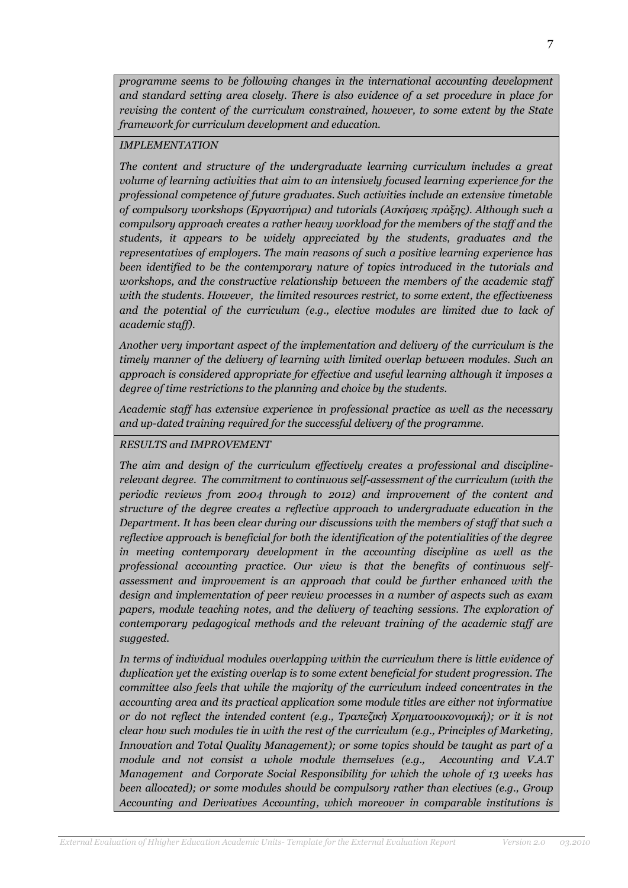*programme seems to be following changes in the international accounting development and standard setting area closely. There is also evidence of a set procedure in place for revising the content of the curriculum constrained, however, to some extent by the State framework for curriculum development and education.*

*IMPLEMENTATION*

*The content and structure of the undergraduate learning curriculum includes a great volume of learning activities that aim to an intensively focused learning experience for the professional competence of future graduates. Such activities include an extensive timetable of compulsory workshops (Εργαστήρια) and tutorials (Ασκήσεις πράξης). Although such a compulsory approach creates a rather heavy workload for the members of the staff and the students, it appears to be widely appreciated by the students, graduates and the representatives of employers. The main reasons of such a positive learning experience has been identified to be the contemporary nature of topics introduced in the tutorials and workshops, and the constructive relationship between the members of the academic staff with the students. However, the limited resources restrict, to some extent, the effectiveness and the potential of the curriculum (e.g., elective modules are limited due to lack of academic staff).*

*Another very important aspect of the implementation and delivery of the curriculum is the timely manner of the delivery of learning with limited overlap between modules. Such an approach is considered appropriate for effective and useful learning although it imposes a degree of time restrictions to the planning and choice by the students.*

*Academic staff has extensive experience in professional practice as well as the necessary and up-dated training required for the successful delivery of the programme.*

*RESULTS and IMPROVEMENT*

*The aim and design of the curriculum effectively creates a professional and discipline-relevant degree. The commitment to continuous self-assessment of the curriculum (with the periodic reviews from 2004 through to 2012) and improvement of the content and structure of the degree creates a reflective approach to undergraduate education in the Department. It has been clear during our discussions with the members of staff that such a reflective approach is beneficial for both the identification of the potentialities of the degree in meeting contemporary development in the accounting discipline as well as the professional accounting practice. Our view is that the benefits of continuous self-assessment and improvement is an approach that could be further enhanced with the design and implementation of peer review processes in a number of aspects such as exam papers, module teaching notes, and the delivery of teaching sessions. The exploration of contemporary pedagogical methods and the relevant training of the academic staff are suggested.*

*In terms of individual modules overlapping within the curriculum there is little evidence of duplication yet the existing overlap is to some extent beneficial for student progression. The committee also feels that while the majority of the curriculum indeed concentrates in the accounting area and its practical application some module titles are either not informative or do not reflect the intended content (e.g., Τραπεζική Χρηματοοικονομική); or it is not clear how such modules tie in with the rest of the curriculum (e.g., Principles of Marketing, Innovation and Total Quality Management); or some topics should be taught as part of a module and not consist a whole module themselves (e.g., Accounting and V.A.T Management and Corporate Social Responsibility for which the whole of 13 weeks has been allocated); or some modules should be compulsory rather than electives (e.g., Group Accounting and Derivatives Accounting, which moreover in comparable institutions is*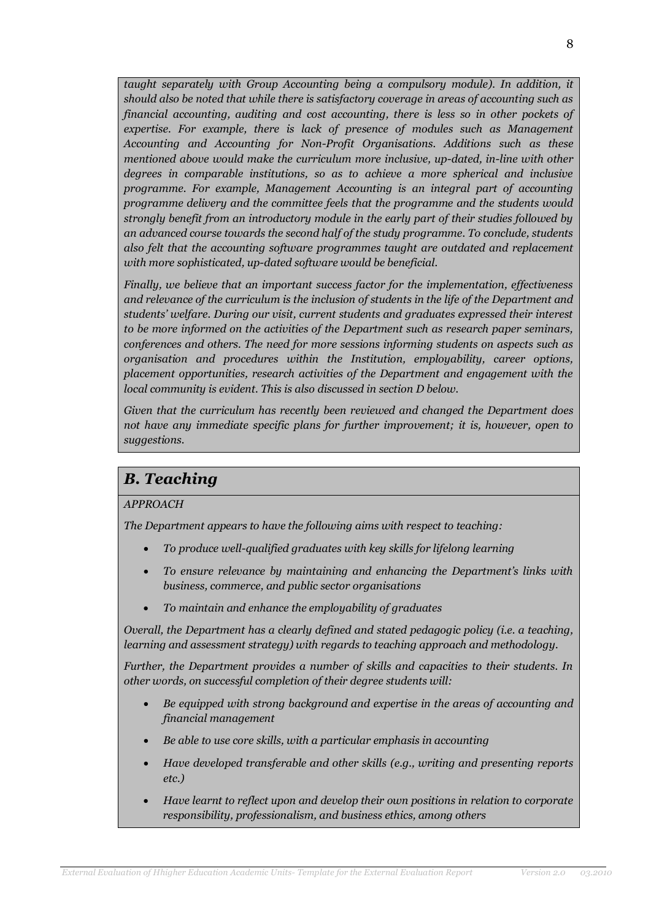*taught separately with Group Accounting being a compulsory module). In addition, it should also be noted that while there is satisfactory coverage in areas of accounting such as financial accounting, auditing and cost accounting, there is less so in other pockets of expertise. For example, there is lack of presence of modules such as Management Accounting and Accounting for Non-Profit Organisations. Additions such as these mentioned above would make the curriculum more inclusive, up-dated, in-line with other degrees in comparable institutions, so as to achieve a more spherical and inclusive programme. For example, Management Accounting is an integral part of accounting programme delivery and the committee feels that the programme and the students would strongly benefit from an introductory module in the early part of their studies followed by an advanced course towards the second half of the study programme. To conclude, students also felt that the accounting software programmes taught are outdated and replacement with more sophisticated, up-dated software would be beneficial.*

*Finally, we believe that an important success factor for the implementation, effectiveness and relevance of the curriculum is the inclusion of students in the life of the Department and students' welfare. During our visit, current students and graduates expressed their interest to be more informed on the activities of the Department such as research paper seminars, conferences and others. The need for more sessions informing students on aspects such as organisation and procedures within the Institution, employability, career options, placement opportunities, research activities of the Department and engagement with the local community is evident. This is also discussed in section D below.*

*Given that the curriculum has recently been reviewed and changed the Department does not have any immediate specific plans for further improvement; it is, however, open to suggestions.*

## *B. Teaching*

*APPROACH*

*The Department appears to have the following aims with respect to teaching:*

- *To produce well-qualified graduates with key skills for lifelong learning*
- *To ensure relevance by maintaining and enhancing the Department's links with business, commerce, and public sector organisations*
- *To maintain and enhance the employability of graduates*

*Overall, the Department has a clearly defined and stated pedagogic policy (i.e. a teaching, learning and assessment strategy) with regards to teaching approach and methodology.*

*Further, the Department provides a number of skills and capacities to their students. In other words, on successful completion of their degree students will:*

- *Be equipped with strong background and expertise in the areas of accounting and financial management*
- *Be able to use core skills, with a particular emphasis in accounting*
- *Have developed transferable and other skills (e.g., writing and presenting reports etc.)*
- *Have learnt to reflect upon and develop their own positions in relation to corporate responsibility, professionalism, and business ethics, among others*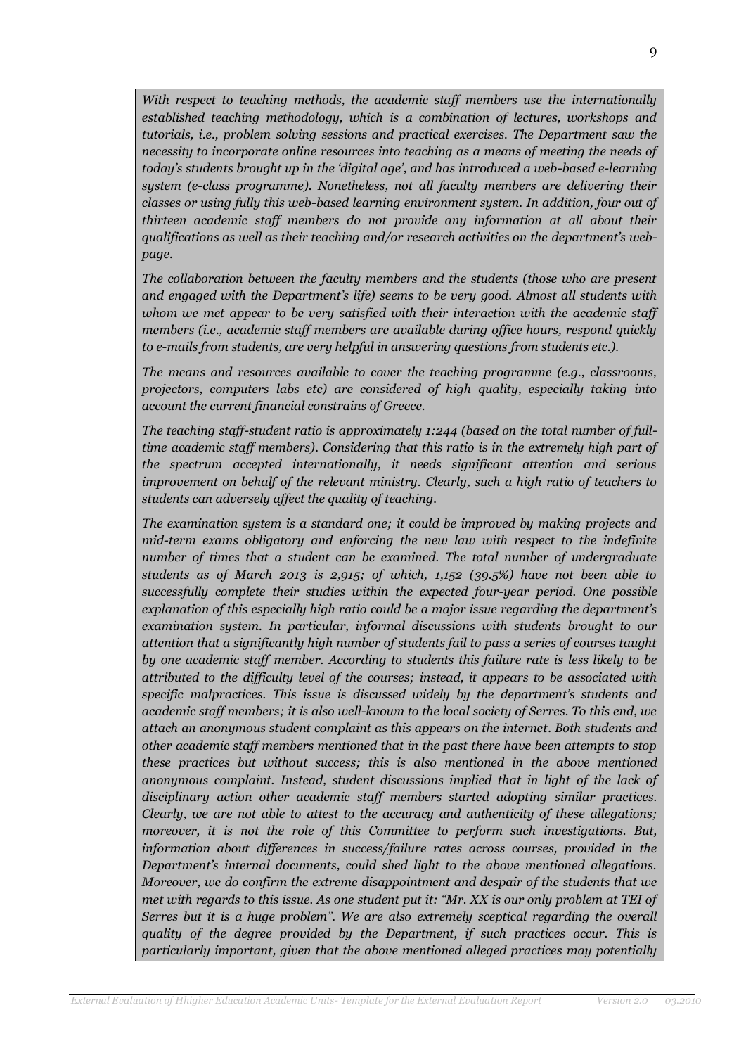*With respect to teaching methods, the academic staff members use the internationally established teaching methodology, which is a combination of lectures, workshops and tutorials, i.e., problem solving sessions and practical exercises. The Department saw the necessity to incorporate online resources into teaching as a means of meeting the needs of today's students brought up in the 'digital age', and has introduced a web-based e-learning system (e-class programme). Nonetheless, not all faculty members are delivering their classes or using fully this web-based learning environment system. In addition, four out of thirteen academic staff members do not provide any information at all about their qualifications as well as their teaching and/or research activities on the department's web-page.*

*The collaboration between the faculty members and the students (those who are present and engaged with the Department's life) seems to be very good. Almost all students with whom we met appear to be very satisfied with their interaction with the academic staff members (i.e., academic staff members are available during office hours, respond quickly to e-mails from students, are very helpful in answering questions from students etc.).*

*The means and resources available to cover the teaching programme (e.g., classrooms, projectors, computers labs etc) are considered of high quality, especially taking into account the current financial constrains of Greece.*

*The teaching staff-student ratio is approximately 1:244 (based on the total number of full-time academic staff members). Considering that this ratio is in the extremely high part of the spectrum accepted internationally, it needs significant attention and serious improvement on behalf of the relevant ministry. Clearly, such a high ratio of teachers to students can adversely affect the quality of teaching.*

*The examination system is a standard one; it could be improved by making projects and mid-term exams obligatory and enforcing the new law with respect to the indefinite number of times that a student can be examined. The total number of undergraduate students as of March 2013 is 2,915; of which, 1,152 (39.5%) have not been able to successfully complete their studies within the expected four-year period. One possible explanation of this especially high ratio could be a major issue regarding the department's examination system. In particular, informal discussions with students brought to our attention that a significantly high number of students fail to pass a series of courses taught by one academic staff member. According to students this failure rate is less likely to be attributed to the difficulty level of the courses; instead, it appears to be associated with specific malpractices. This issue is discussed widely by the department's students and academic staff members; it is also well-known to the local society of Serres. To this end, we attach an anonymous student complaint as this appears on the internet. Both students and other academic staff members mentioned that in the past there have been attempts to stop these practices but without success; this is also mentioned in the above mentioned anonymous complaint. Instead, student discussions implied that in light of the lack of disciplinary action other academic staff members started adopting similar practices. Clearly, we are not able to attest to the accuracy and authenticity of these allegations; moreover, it is not the role of this Committee to perform such investigations. But, information about differences in success/failure rates across courses, provided in the Department's internal documents, could shed light to the above mentioned allegations. Moreover, we do confirm the extreme disappointment and despair of the students that we met with regards to this issue. As one student put it: "Mr. XX is our only problem at TEI of Serres but it is a huge problem". We are also extremely sceptical regarding the overall quality of the degree provided by the Department, if such practices occur. This is particularly important, given that the above mentioned alleged practices may potentially*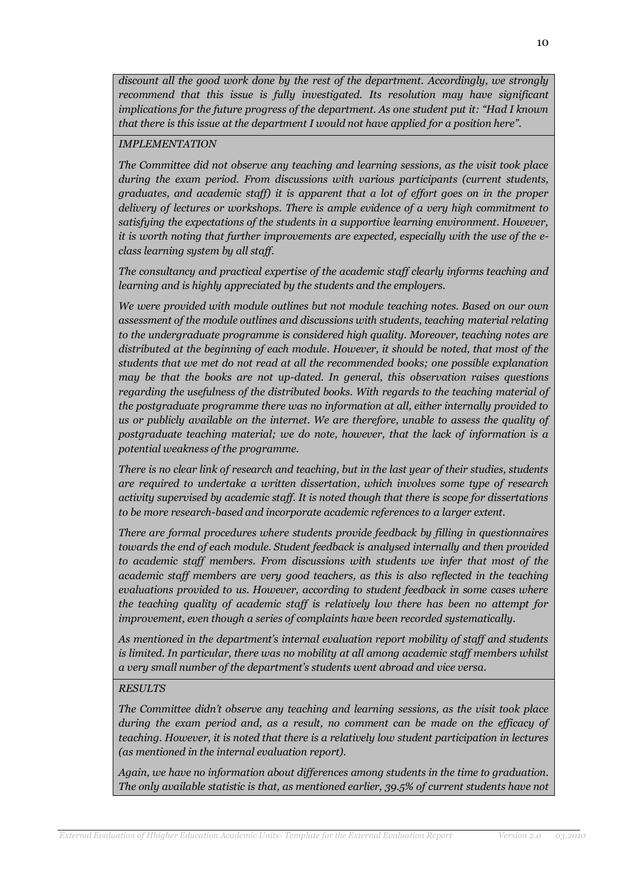*discount all the good work done by the rest of the department. Accordingly, we strongly recommend that this issue is fully investigated. Its resolution may have significant implications for the future progress of the department. As one student put it: "Had I known that there is this issue at the department I would not have applied for a position here".*

*IMPLEMENTATION*

*The Committee did not observe any teaching and learning sessions, as the visit took place during the exam period. From discussions with various participants (current students, graduates, and academic staff) it is apparent that a lot of effort goes on in the proper delivery of lectures or workshops. There is ample evidence of a very high commitment to satisfying the expectations of the students in a supportive learning environment. However, it is worth noting that further improvements are expected, especially with the use of the e-class learning system by all staff.*

*The consultancy and practical expertise of the academic staff clearly informs teaching and learning and is highly appreciated by the students and the employers.*

*We were provided with module outlines but not module teaching notes. Based on our own assessment of the module outlines and discussions with students, teaching material relating to the undergraduate programme is considered high quality. Moreover, teaching notes are distributed at the beginning of each module. However, it should be noted, that most of the students that we met do not read at all the recommended books; one possible explanation may be that the books are not up-dated. In general, this observation raises questions regarding the usefulness of the distributed books. With regards to the teaching material of the postgraduate programme there was no information at all, either internally provided to us or publicly available on the internet. We are therefore, unable to assess the quality of postgraduate teaching material; we do note, however, that the lack of information is a potential weakness of the programme.*

*There is no clear link of research and teaching, but in the last year of their studies, students are required to undertake a written dissertation, which involves some type of research activity supervised by academic staff. It is noted though that there is scope for dissertations to be more research-based and incorporate academic references to a larger extent.*

*There are formal procedures where students provide feedback by filling in questionnaires towards the end of each module. Student feedback is analysed internally and then provided to academic staff members. From discussions with students we infer that most of the academic staff members are very good teachers, as this is also reflected in the teaching evaluations provided to us. However, according to student feedback in some cases where the teaching quality of academic staff is relatively low there has been no attempt for improvement, even though a series of complaints have been recorded systematically.*

*As mentioned in the department's internal evaluation report mobility of staff and students is limited. In particular, there was no mobility at all among academic staff members whilst a very small number of the department's students went abroad and vice versa.*

*RESULTS*

*The Committee didn't observe any teaching and learning sessions, as the visit took place during the exam period and, as a result, no comment can be made on the efficacy of teaching. However, it is noted that there is a relatively low student participation in lectures (as mentioned in the internal evaluation report).*

*Again, we have no information about differences among students in the time to graduation. The only available statistic is that, as mentioned earlier, 39.5% of current students have not*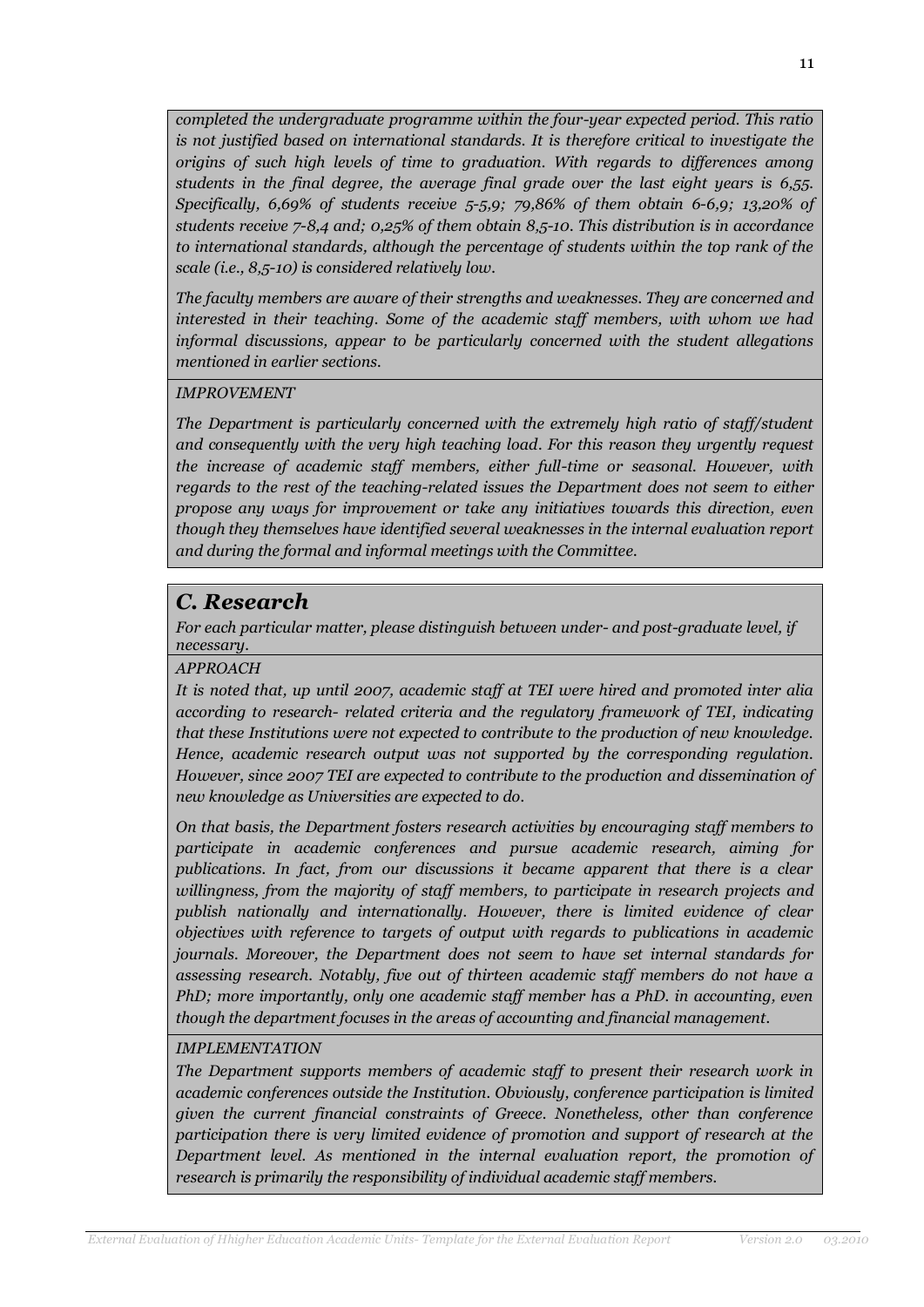*completed the undergraduate programme within the four-year expected period. This ratio is not justified based on international standards. It is therefore critical to investigate the origins of such high levels of time to graduation. With regards to differences among students in the final degree, the average final grade over the last eight years is 6,55. Specifically, 6,69% of students receive 5-5,9; 79,86% of them obtain 6-6,9; 13,20% of students receive 7-8,4 and; 0,25% of them obtain 8,5-10. This distribution is in accordance to international standards, although the percentage of students within the top rank of the scale (i.e., 8,5-10) is considered relatively low.*

*The faculty members are aware of their strengths and weaknesses. They are concerned and interested in their teaching. Some of the academic staff members, with whom we had informal discussions, appear to be particularly concerned with the student allegations mentioned in earlier sections.*

*IMPROVEMENT*

*The Department is particularly concerned with the extremely high ratio of staff/student and consequently with the very high teaching load. For this reason they urgently request the increase of academic staff members, either full-time or seasonal. However, with regards to the rest of the teaching-related issues the Department does not seem to either propose any ways for improvement or take any initiatives towards this direction, even though they themselves have identified several weaknesses in the internal evaluation report and during the formal and informal meetings with the Committee.*

## *C. Research*

*For each particular matter, please distinguish between under- and post-graduate level, if necessary.*

*APPROACH*

*It is noted that, up until 2007, academic staff at TEI were hired and promoted inter alia according to research- related criteria and the regulatory framework of TEI, indicating that these Institutions were not expected to contribute to the production of new knowledge. Hence, academic research output was not supported by the corresponding regulation. However, since 2007 TEI are expected to contribute to the production and dissemination of new knowledge as Universities are expected to do.*

*On that basis, the Department fosters research activities by encouraging staff members to participate in academic conferences and pursue academic research, aiming for publications. In fact, from our discussions it became apparent that there is a clear willingness, from the majority of staff members, to participate in research projects and publish nationally and internationally. However, there is limited evidence of clear objectives with reference to targets of output with regards to publications in academic journals. Moreover, the Department does not seem to have set internal standards for assessing research. Notably, five out of thirteen academic staff members do not have a PhD; more importantly, only one academic staff member has a PhD. in accounting, even though the department focuses in the areas of accounting and financial management.*

*IMPLEMENTATION*

*The Department supports members of academic staff to present their research work in academic conferences outside the Institution. Obviously, conference participation is limited given the current financial constraints of Greece. Nonetheless, other than conference participation there is very limited evidence of promotion and support of research at the Department level. As mentioned in the internal evaluation report, the promotion of research is primarily the responsibility of individual academic staff members.*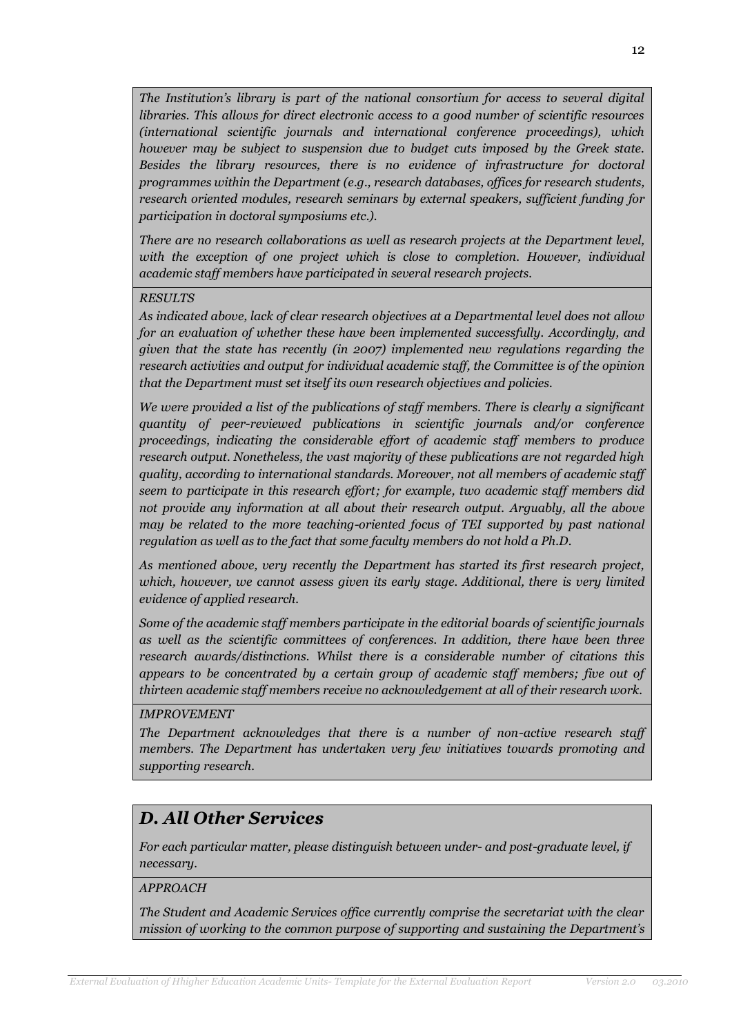*The Institution's library is part of the national consortium for access to several digital libraries. This allows for direct electronic access to a good number of scientific resources (international scientific journals and international conference proceedings), which however may be subject to suspension due to budget cuts imposed by the Greek state. Besides the library resources, there is no evidence of infrastructure for doctoral programmes within the Department (e.g., research databases, offices for research students, research oriented modules, research seminars by external speakers, sufficient funding for participation in doctoral symposiums etc.).*

*There are no research collaborations as well as research projects at the Department level, with the exception of one project which is close to completion. However, individual academic staff members have participated in several research projects.*

*RESULTS*

*As indicated above, lack of clear research objectives at a Departmental level does not allow for an evaluation of whether these have been implemented successfully. Accordingly, and given that the state has recently (in 2007) implemented new regulations regarding the research activities and output for individual academic staff, the Committee is of the opinion that the Department must set itself its own research objectives and policies.*

*We were provided a list of the publications of staff members. There is clearly a significant quantity of peer-reviewed publications in scientific journals and/or conference proceedings, indicating the considerable effort of academic staff members to produce research output. Nonetheless, the vast majority of these publications are not regarded high quality, according to international standards. Moreover, not all members of academic staff seem to participate in this research effort; for example, two academic staff members did not provide any information at all about their research output. Arguably, all the above may be related to the more teaching-oriented focus of TEI supported by past national regulation as well as to the fact that some faculty members do not hold a Ph.D.*

*As mentioned above, very recently the Department has started its first research project, which, however, we cannot assess given its early stage. Additional, there is very limited evidence of applied research.*

*Some of the academic staff members participate in the editorial boards of scientific journals as well as the scientific committees of conferences. In addition, there have been three research awards/distinctions. Whilst there is a considerable number of citations this appears to be concentrated by a certain group of academic staff members; five out of thirteen academic staff members receive no acknowledgement at all of their research work.*

*IMPROVEMENT*

*The Department acknowledges that there is a number of non-active research staff members. The Department has undertaken very few initiatives towards promoting and supporting research.*

## *D. All Other Services*

*For each particular matter, please distinguish between under- and post-graduate level, if necessary.*

*APPROACH*

*The Student and Academic Services office currently comprise the secretariat with the clear mission of working to the common purpose of supporting and sustaining the Department's*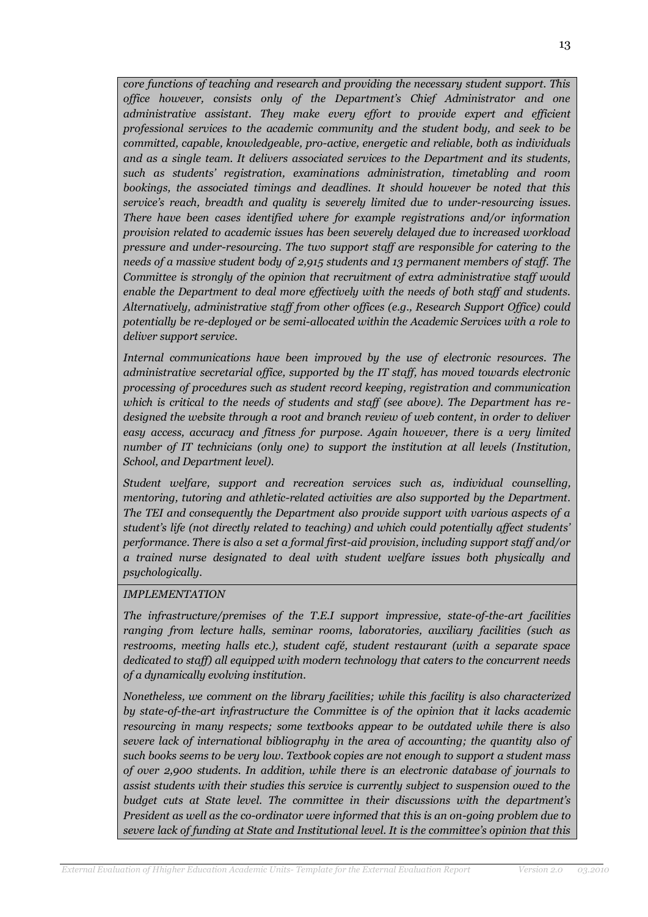*core functions of teaching and research and providing the necessary student support. This office however, consists only of the Department's Chief Administrator and one administrative assistant. They make every effort to provide expert and efficient professional services to the academic community and the student body, and seek to be committed, capable, knowledgeable, pro-active, energetic and reliable, both as individuals and as a single team. It delivers associated services to the Department and its students, such as students' registration, examinations administration, timetabling and room bookings, the associated timings and deadlines. It should however be noted that this service's reach, breadth and quality is severely limited due to under-resourcing issues. There have been cases identified where for example registrations and/or information provision related to academic issues has been severely delayed due to increased workload pressure and under-resourcing. The two support staff are responsible for catering to the needs of a massive student body of 2,915 students and 13 permanent members of staff. The Committee is strongly of the opinion that recruitment of extra administrative staff would enable the Department to deal more effectively with the needs of both staff and students. Alternatively, administrative staff from other offices (e.g., Research Support Office) could potentially be re-deployed or be semi-allocated within the Academic Services with a role to deliver support service.*

*Internal communications have been improved by the use of electronic resources. The administrative secretarial office, supported by the IT staff, has moved towards electronic processing of procedures such as student record keeping, registration and communication which is critical to the needs of students and staff (see above). The Department has re-designed the website through a root and branch review of web content, in order to deliver easy access, accuracy and fitness for purpose. Again however, there is a very limited number of IT technicians (only one) to support the institution at all levels (Institution, School, and Department level).*

*Student welfare, support and recreation services such as, individual counselling, mentoring, tutoring and athletic-related activities are also supported by the Department. The TEI and consequently the Department also provide support with various aspects of a student's life (not directly related to teaching) and which could potentially affect students' performance. There is also a set a formal first-aid provision, including support staff and/or a trained nurse designated to deal with student welfare issues both physically and psychologically.*

*IMPLEMENTATION*

*The infrastructure/premises of the T.E.I support impressive, state-of-the-art facilities ranging from lecture halls, seminar rooms, laboratories, auxiliary facilities (such as restrooms, meeting halls etc.), student café, student restaurant (with a separate space dedicated to staff) all equipped with modern technology that caters to the concurrent needs of a dynamically evolving institution.*

*Nonetheless, we comment on the library facilities; while this facility is also characterized by state-of-the-art infrastructure the Committee is of the opinion that it lacks academic resourcing in many respects; some textbooks appear to be outdated while there is also severe lack of international bibliography in the area of accounting; the quantity also of such books seems to be very low. Textbook copies are not enough to support a student mass of over 2,900 students. In addition, while there is an electronic database of journals to assist students with their studies this service is currently subject to suspension owed to the budget cuts at State level. The committee in their discussions with the department's President as well as the co-ordinator were informed that this is an on-going problem due to severe lack of funding at State and Institutional level. It is the committee's opinion that this*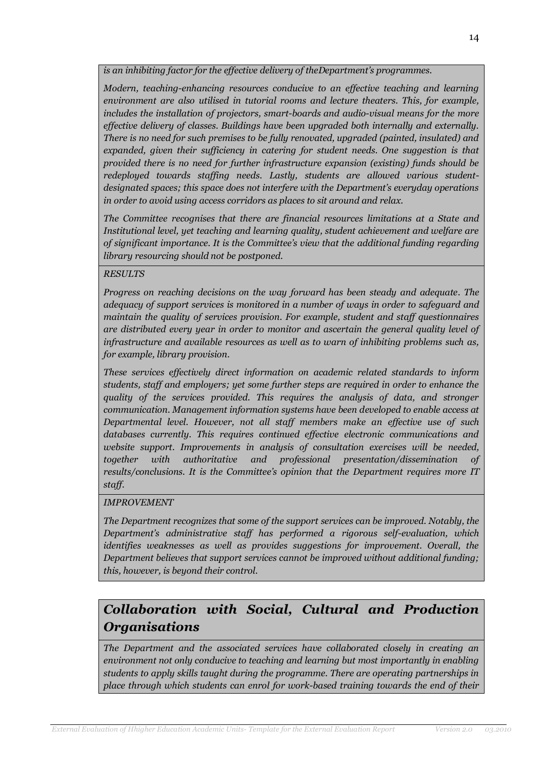*is an inhibiting factor for the effective delivery of theDepartment's programmes.*

*Modern, teaching-enhancing resources conducive to an effective teaching and learning environment are also utilised in tutorial rooms and lecture theaters. This, for example, includes the installation of projectors, smart-boards and audio-visual means for the more effective delivery of classes. Buildings have been upgraded both internally and externally. There is no need for such premises to be fully renovated, upgraded (painted, insulated) and expanded, given their sufficiency in catering for student needs. One suggestion is that provided there is no need for further infrastructure expansion (existing) funds should be redeployed towards staffing needs. Lastly, students are allowed various student-designated spaces; this space does not interfere with the Department's everyday operations in order to avoid using access corridors as places to sit around and relax.*

*The Committee recognises that there are financial resources limitations at a State and Institutional level, yet teaching and learning quality, student achievement and welfare are of significant importance. It is the Committee's view that the additional funding regarding library resourcing should not be postponed.*

*RESULTS*

*Progress on reaching decisions on the way forward has been steady and adequate. The adequacy of support services is monitored in a number of ways in order to safeguard and maintain the quality of services provision. For example, student and staff questionnaires are distributed every year in order to monitor and ascertain the general quality level of infrastructure and available resources as well as to warn of inhibiting problems such as, for example, library provision.*

*These services effectively direct information on academic related standards to inform students, staff and employers; yet some further steps are required in order to enhance the quality of the services provided. This requires the analysis of data, and stronger communication. Management information systems have been developed to enable access at Departmental level. However, not all staff members make an effective use of such databases currently. This requires continued effective electronic communications and website support. Improvements in analysis of consultation exercises will be needed, together with authoritative and professional presentation/dissemination of results/conclusions. It is the Committee's opinion that the Department requires more IT staff.*

*IMPROVEMENT*

*The Department recognizes that some of the support services can be improved. Notably, the Department's administrative staff has performed a rigorous self-evaluation, which identifies weaknesses as well as provides suggestions for improvement. Overall, the Department believes that support services cannot be improved without additional funding; this, however, is beyond their control.*

## *Collaboration with Social, Cultural and Production Organisations*

*The Department and the associated services have collaborated closely in creating an environment not only conducive to teaching and learning but most importantly in enabling students to apply skills taught during the programme. There are operating partnerships in place through which students can enrol for work-based training towards the end of their*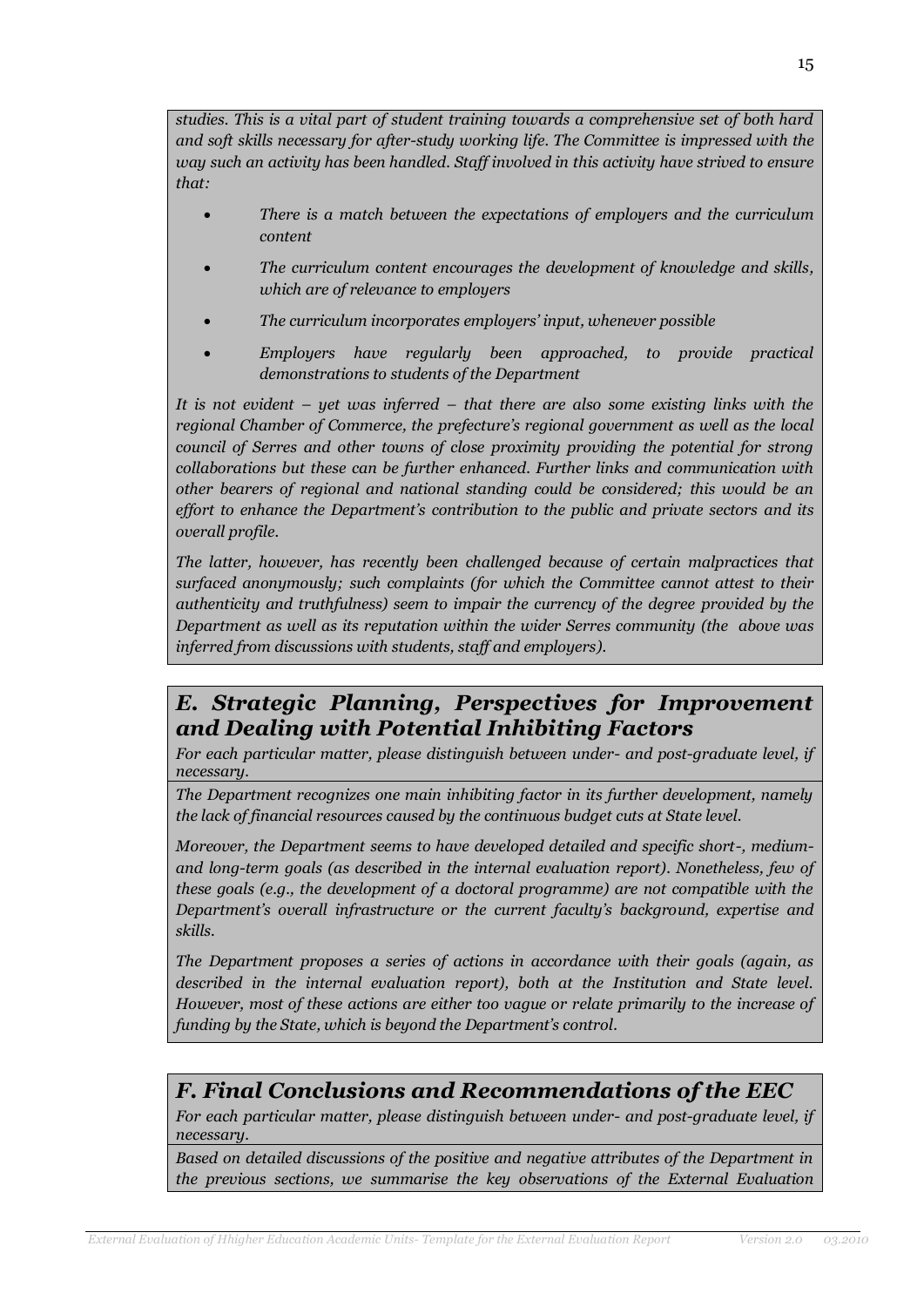*studies. This is a vital part of student training towards a comprehensive set of both hard and soft skills necessary for after-study working life. The Committee is impressed with the way such an activity has been handled. Staff involved in this activity have strived to ensure that:*

- *There is a match between the expectations of employers and the curriculum content*
- *The curriculum content encourages the development of knowledge and skills, which are of relevance to employers*
- *The curriculum incorporates employers' input, whenever possible*
- *Employers have regularly been approached, to provide practical demonstrations to students of the Department*

*It is not evident – yet was inferred – that there are also some existing links with the regional Chamber of Commerce, the prefecture's regional government as well as the local council of Serres and other towns of close proximity providing the potential for strong collaborations but these can be further enhanced. Further links and communication with other bearers of regional and national standing could be considered; this would be an effort to enhance the Department's contribution to the public and private sectors and its overall profile.*

*The latter, however, has recently been challenged because of certain malpractices that surfaced anonymously; such complaints (for which the Committee cannot attest to their authenticity and truthfulness) seem to impair the currency of the degree provided by the Department as well as its reputation within the wider Serres community (the above was inferred from discussions with students, staff and employers).*

## *E. Strategic Planning, Perspectives for Improvement and Dealing with Potential Inhibiting Factors*

*For each particular matter, please distinguish between under- and post-graduate level, if necessary.*

*The Department recognizes one main inhibiting factor in its further development, namely the lack of financial resources caused by the continuous budget cuts at State level.*

*Moreover, the Department seems to have developed detailed and specific short-, medium- and long-term goals (as described in the internal evaluation report). Nonetheless, few of these goals (e.g., the development of a doctoral programme) are not compatible with the Department's overall infrastructure or the current faculty's background, expertise and skills.*

*The Department proposes a series of actions in accordance with their goals (again, as described in the internal evaluation report), both at the Institution and State level. However, most of these actions are either too vague or relate primarily to the increase of funding by the State, which is beyond the Department's control.*

## *F. Final Conclusions and Recommendations of the EEC*

*For each particular matter, please distinguish between under- and post-graduate level, if necessary.*

*Based on detailed discussions of the positive and negative attributes of the Department in the previous sections, we summarise the key observations of the External Evaluation*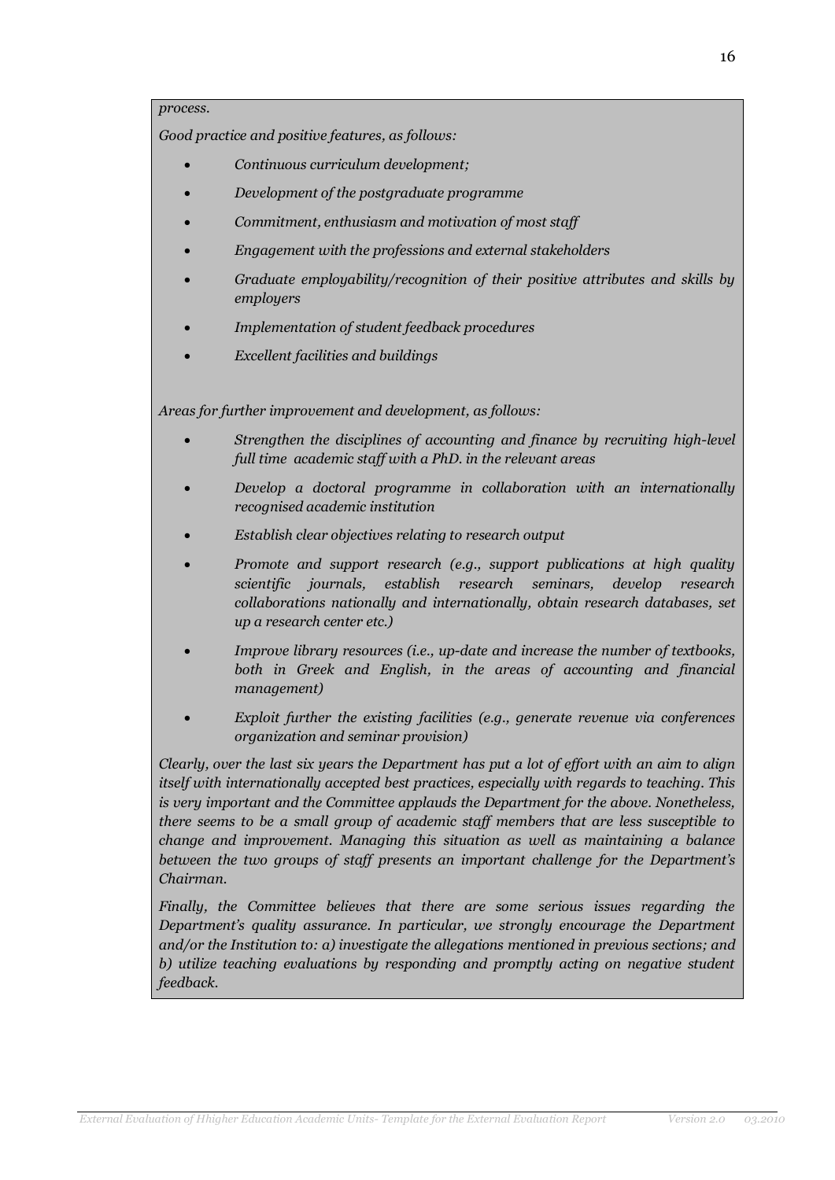*process.*

*Good practice and positive features, as follows:*

- *Continuous curriculum development;*
- *Development of the postgraduate programme*
- *Commitment, enthusiasm and motivation of most staff*
- *Engagement with the professions and external stakeholders*
- *Graduate employability/recognition of their positive attributes and skills by employers*
- *Implementation of student feedback procedures*
- *Excellent facilities and buildings*

*Areas for further improvement and development, as follows:*

- *Strengthen the disciplines of accounting and finance by recruiting high-level full time academic staff with a PhD. in the relevant areas*
- *Develop a doctoral programme in collaboration with an internationally recognised academic institution*
- *Establish clear objectives relating to research output*
- *Promote and support research (e.g., support publications at high quality scientific journals, establish research seminars, develop research collaborations nationally and internationally, obtain research databases, set up a research center etc.)*
- *Improve library resources (i.e., up-date and increase the number of textbooks, both in Greek and English, in the areas of accounting and financial management)*
- *Exploit further the existing facilities (e.g., generate revenue via conferences organization and seminar provision)*

*Clearly, over the last six years the Department has put a lot of effort with an aim to align itself with internationally accepted best practices, especially with regards to teaching. This is very important and the Committee applauds the Department for the above. Nonetheless, there seems to be a small group of academic staff members that are less susceptible to change and improvement. Managing this situation as well as maintaining a balance between the two groups of staff presents an important challenge for the Department's Chairman.*

*Finally, the Committee believes that there are some serious issues regarding the Department's quality assurance. In particular, we strongly encourage the Department and/or the Institution to: a) investigate the allegations mentioned in previous sections; and b) utilize teaching evaluations by responding and promptly acting on negative student feedback.*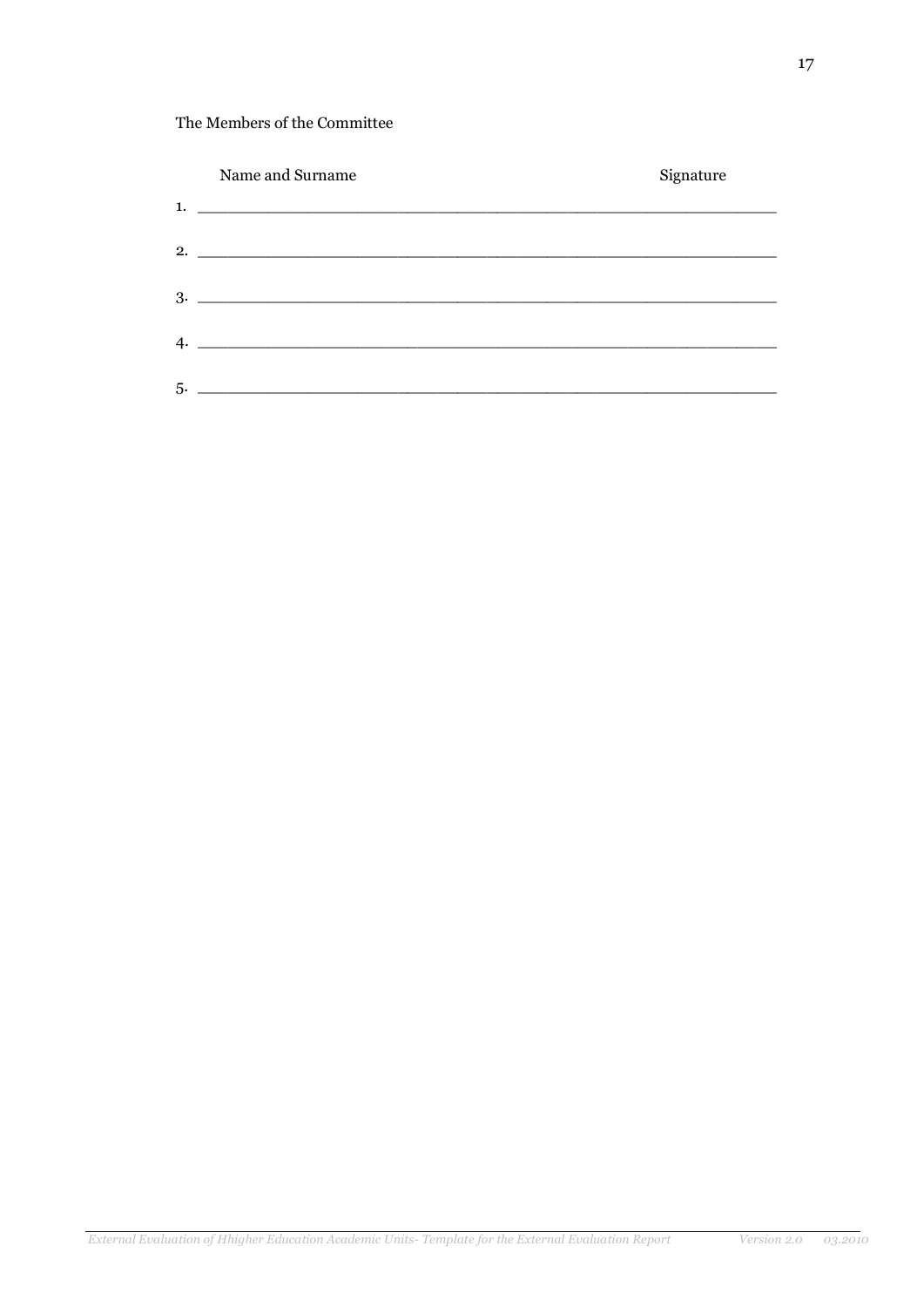The Members of the Committee

| Name and Surname | Signature |
| --- | --- |
| 1. ______________________________ | |
| 2. ______________________________ | |
| 3. ______________________________ | |
| 4. ______________________________ | |
| 5. ______________________________ | |